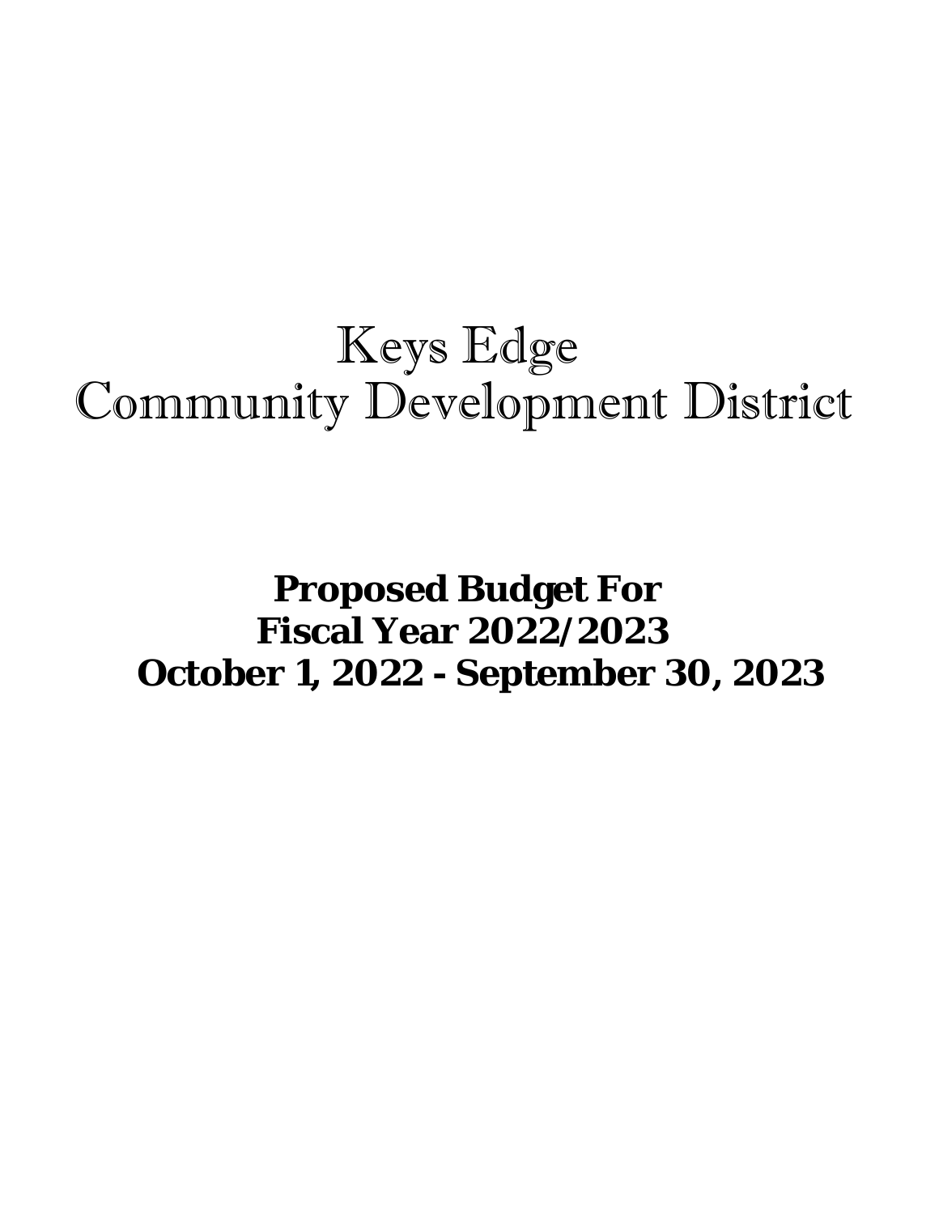# Keys Edge
# Community Development District

**Proposed Budget For**
**Fiscal Year 2022/2023**
**October 1, 2022 - September 30, 2023**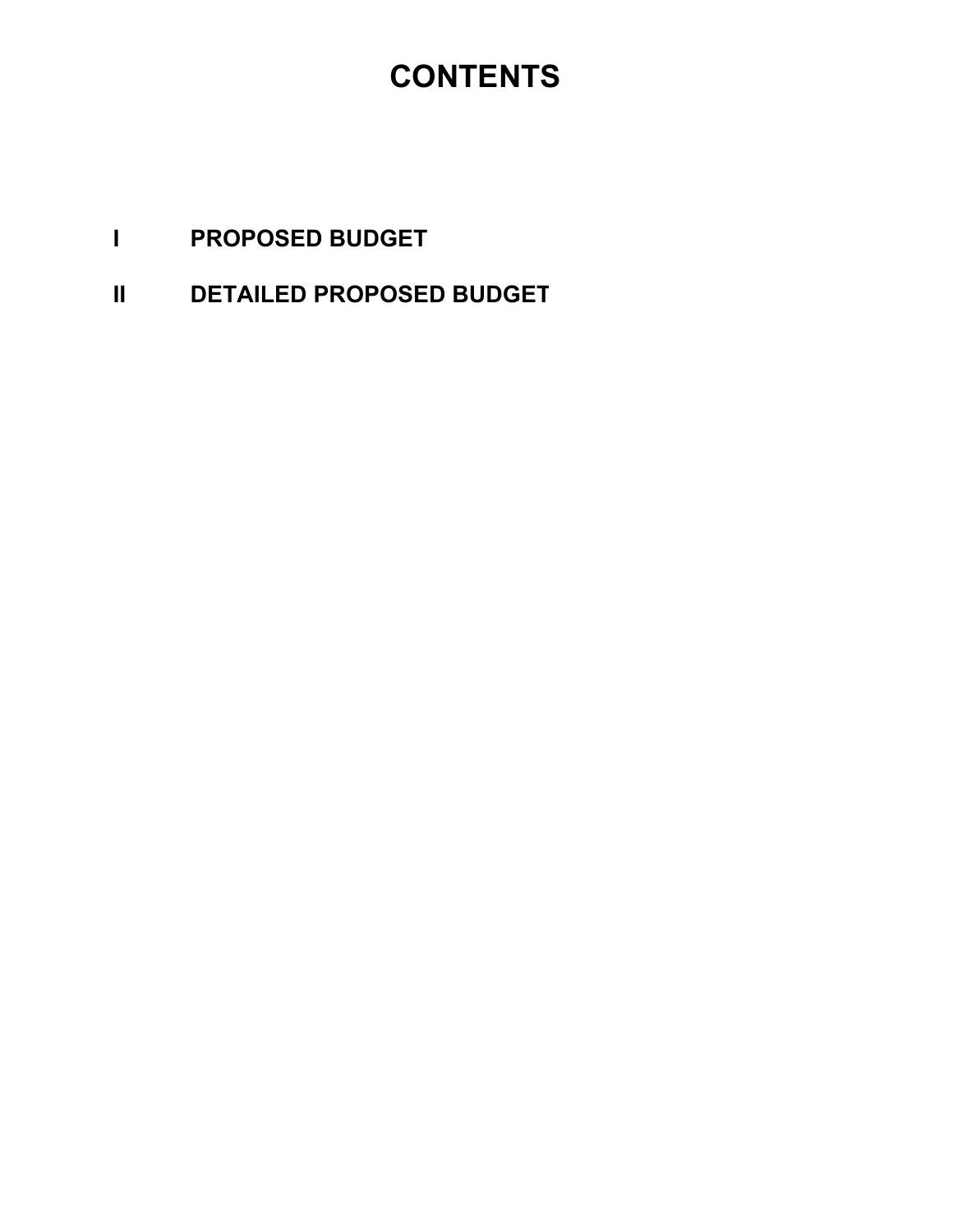# CONTENTS

**I** **PROPOSED BUDGET**

**II** **DETAILED PROPOSED BUDGET**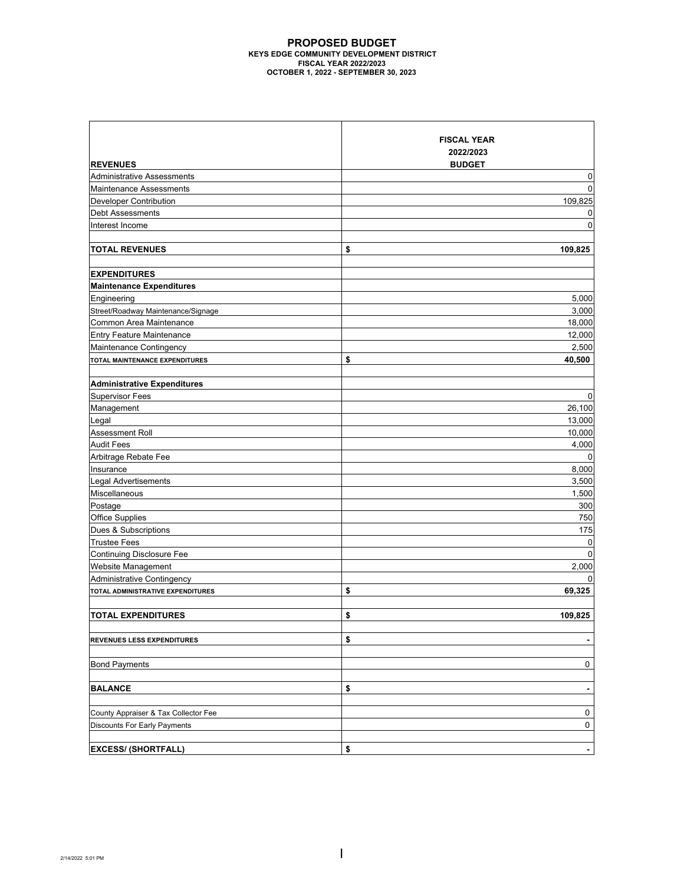# PROPOSED BUDGET

**KEYS EDGE COMMUNITY DEVELOPMENT DISTRICT**
**FISCAL YEAR 2022/2023**
**OCTOBER 1, 2022 - SEPTEMBER 30, 2023**

| **REVENUES** | **FISCAL YEAR 2022/2023 BUDGET** |
|---|---|
| Administrative Assessments | 0 |
| Maintenance Assessments | 0 |
| Developer Contribution | 109,825 |
| Debt Assessments | 0 |
| Interest Income | 0 |
| | |
| **TOTAL REVENUES** | **$ 109,825** |
| | |
| **EXPENDITURES** | |
| **Maintenance Expenditures** | |
| Engineering | 5,000 |
| Street/Roadway Maintenance/Signage | 3,000 |
| Common Area Maintenance | 18,000 |
| Entry Feature Maintenance | 12,000 |
| Maintenance Contingency | 2,500 |
| **TOTAL MAINTENANCE EXPENDITURES** | **$ 40,500** |
| | |
| **Administrative Expenditures** | |
| Supervisor Fees | 0 |
| Management | 26,100 |
| Legal | 13,000 |
| Assessment Roll | 10,000 |
| Audit Fees | 4,000 |
| Arbitrage Rebate Fee | 0 |
| Insurance | 8,000 |
| Legal Advertisements | 3,500 |
| Miscellaneous | 1,500 |
| Postage | 300 |
| Office Supplies | 750 |
| Dues & Subscriptions | 175 |
| Trustee Fees | 0 |
| Continuing Disclosure Fee | 0 |
| Website Management | 2,000 |
| Administrative Contingency | 0 |
| **TOTAL ADMINISTRATIVE EXPENDITURES** | **$ 69,325** |
| | |
| **TOTAL EXPENDITURES** | **$ 109,825** |
| | |
| **REVENUES LESS EXPENDITURES** | **$ -** |
| | |
| Bond Payments | 0 |
| | |
| **BALANCE** | **$ -** |
| | |
| County Appraiser & Tax Collector Fee | 0 |
| Discounts For Early Payments | 0 |
| | |
| **EXCESS/ (SHORTFALL)** | **$ -** |

2/14/2022 5:01 PM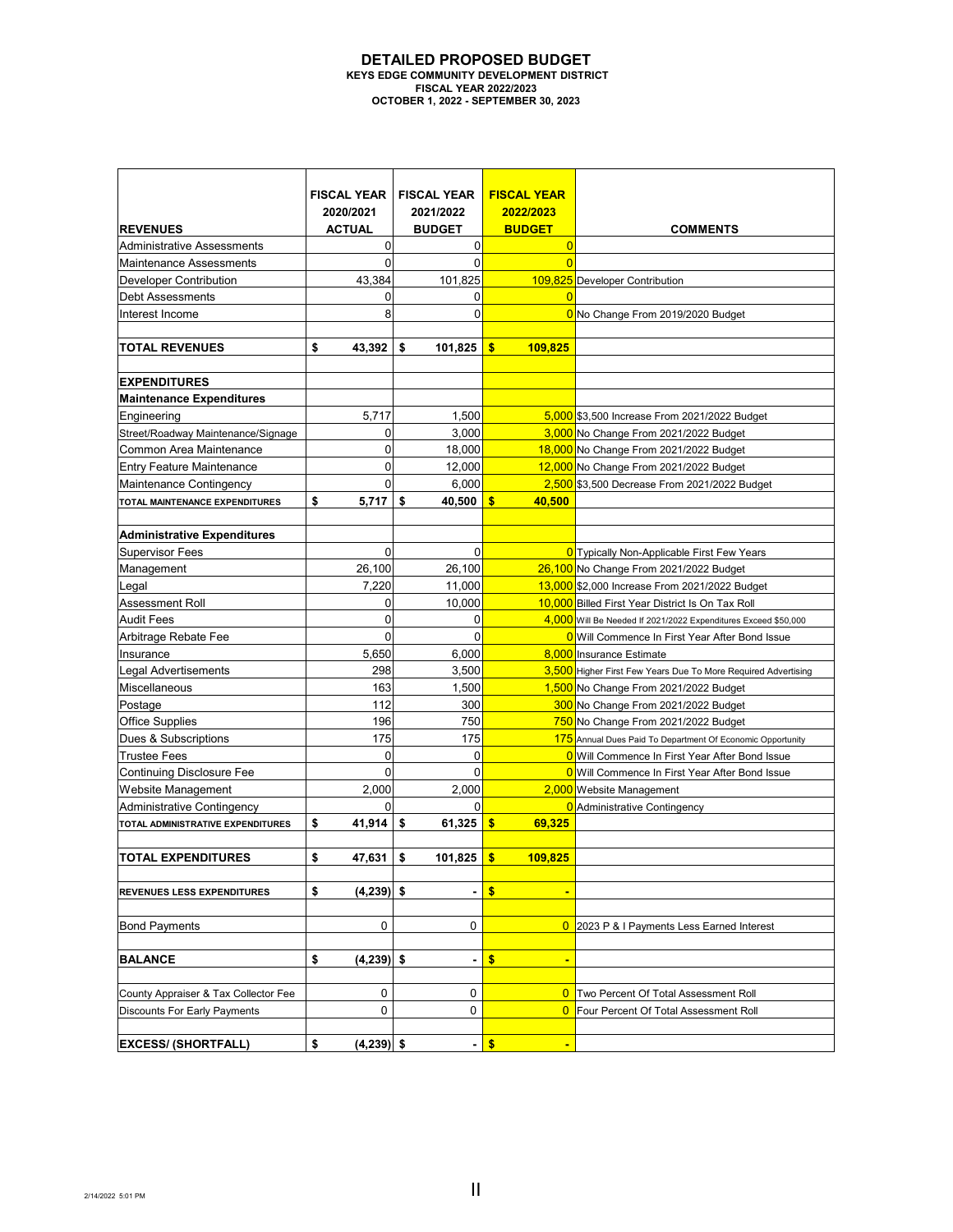# DETAILED PROPOSED BUDGET

**KEYS EDGE COMMUNITY DEVELOPMENT DISTRICT**
**FISCAL YEAR 2022/2023**
**OCTOBER 1, 2022 - SEPTEMBER 30, 2023**

| REVENUES | FISCAL YEAR 2020/2021 ACTUAL | FISCAL YEAR 2021/2022 BUDGET | FISCAL YEAR 2022/2023 BUDGET | COMMENTS |
|---|---|---|---|---|
| Administrative Assessments | 0 | 0 | 0 | |
| Maintenance Assessments | 0 | 0 | 0 | |
| Developer Contribution | 43,384 | 101,825 | 109,825 | Developer Contribution |
| Debt Assessments | 0 | 0 | 0 | |
| Interest Income | 8 | 0 | 0 | No Change From 2019/2020 Budget |
| | | | | |
| **TOTAL REVENUES** | **$ 43,392** | **$ 101,825** | **$ 109,825** | |
| | | | | |
| **EXPENDITURES** | | | | |
| **Maintenance Expenditures** | | | | |
| Engineering | 5,717 | 1,500 | 5,000 | $3,500 Increase From 2021/2022 Budget |
| Street/Roadway Maintenance/Signage | 0 | 3,000 | 3,000 | No Change From 2021/2022 Budget |
| Common Area Maintenance | 0 | 18,000 | 18,000 | No Change From 2021/2022 Budget |
| Entry Feature Maintenance | 0 | 12,000 | 12,000 | No Change From 2021/2022 Budget |
| Maintenance Contingency | 0 | 6,000 | 2,500 | $3,500 Decrease From 2021/2022 Budget |
| **TOTAL MAINTENANCE EXPENDITURES** | **$ 5,717** | **$ 40,500** | **$ 40,500** | |
| | | | | |
| **Administrative Expenditures** | | | | |
| Supervisor Fees | 0 | 0 | 0 | Typically Non-Applicable First Few Years |
| Management | 26,100 | 26,100 | 26,100 | No Change From 2021/2022 Budget |
| Legal | 7,220 | 11,000 | 13,000 | $2,000 Increase From 2021/2022 Budget |
| Assessment Roll | 0 | 10,000 | 10,000 | Billed First Year District Is On Tax Roll |
| Audit Fees | 0 | 0 | 4,000 | Will Be Needed If 2021/2022 Expenditures Exceed $50,000 |
| Arbitrage Rebate Fee | 0 | 0 | 0 | Will Commence In First Year After Bond Issue |
| Insurance | 5,650 | 6,000 | 8,000 | Insurance Estimate |
| Legal Advertisements | 298 | 3,500 | 3,500 | Higher First Few Years Due To More Required Advertising |
| Miscellaneous | 163 | 1,500 | 1,500 | No Change From 2021/2022 Budget |
| Postage | 112 | 300 | 300 | No Change From 2021/2022 Budget |
| Office Supplies | 196 | 750 | 750 | No Change From 2021/2022 Budget |
| Dues & Subscriptions | 175 | 175 | 175 | Annual Dues Paid To Department Of Economic Opportunity |
| Trustee Fees | 0 | 0 | 0 | Will Commence In First Year After Bond Issue |
| Continuing Disclosure Fee | 0 | 0 | 0 | Will Commence In First Year After Bond Issue |
| Website Management | 2,000 | 2,000 | 2,000 | Website Management |
| Administrative Contingency | 0 | 0 | 0 | Administrative Contingency |
| **TOTAL ADMINISTRATIVE EXPENDITURES** | **$ 41,914** | **$ 61,325** | **$ 69,325** | |
| | | | | |
| **TOTAL EXPENDITURES** | **$ 47,631** | **$ 101,825** | **$ 109,825** | |
| | | | | |
| **REVENUES LESS EXPENDITURES** | **$ (4,239)** | **$ -** | **$ -** | |
| | | | | |
| Bond Payments | 0 | 0 | 0 | 2023 P & I Payments Less Earned Interest |
| | | | | |
| **BALANCE** | **$ (4,239)** | **$ -** | **$ -** | |
| | | | | |
| County Appraiser & Tax Collector Fee | 0 | 0 | 0 | Two Percent Of Total Assessment Roll |
| Discounts For Early Payments | 0 | 0 | 0 | Four Percent Of Total Assessment Roll |
| | | | | |
| **EXCESS/ (SHORTFALL)** | **$ (4,239)** | **$ -** | **$ -** | |